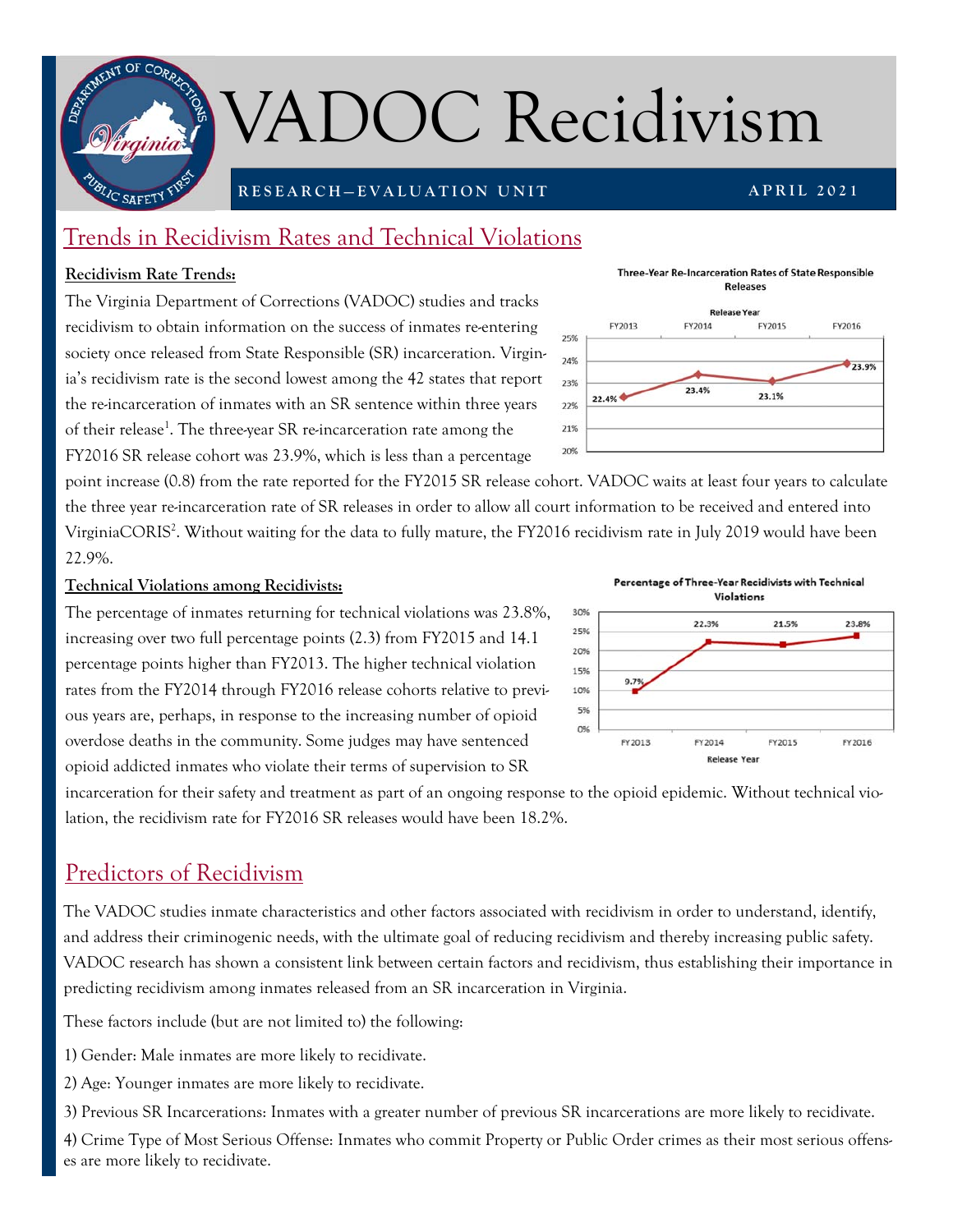# VADOC Recidivism

RESEARCH—EVALUATION UNIT APRIL 2021

## Trends in Recidivism Rates and Technical Violations

**Recidivism Rate Trends:**

The Virginia Department of Corrections (VADOC) studies and tracks recidivism to obtain information on the success of inmates re-entering society once released from State Responsible (SR) incarceration. Virginia's recidivism rate is the second lowest among the 42 states that report the re-incarceration of inmates with an SR sentence within three years of their release[1]. The three-year SR re-incarceration rate among the FY2016 SR release cohort was 23.9%, which is less than a percentage point increase (0.8) from the rate reported for the FY2015 SR release cohort. VADOC waits at least four years to calculate the three year re-incarceration rate of SR releases in order to allow all court information to be received and entered into VirginiaCORIS[2]. Without waiting for the data to fully mature, the FY2016 recidivism rate in July 2019 would have been 22.9%.

Three-Year Re-Incarceration Rates of State Responsible Releases

Release Year

FY2013 FY2014 FY2015 FY2016

25% 24% 23% 22% 21% 20%

22.4% 23.4% 23.1% 23.9%

**Technical Violations among Recidivists:**

The percentage of inmates returning for technical violations was 23.8%, increasing over two full percentage points (2.3) from FY2015 and 14.1 percentage points higher than FY2013. The higher technical violation rates from the FY2014 through FY2016 release cohorts relative to previous years are, perhaps, in response to the increasing number of opioid overdose deaths in the community. Some judges may have sentenced opioid addicted inmates who violate their terms of supervision to SR incarceration for their safety and treatment as part of an ongoing response to the opioid epidemic. Without technical violation, the recidivism rate for FY2016 SR releases would have been 18.2%.

Percentage of Three-Year Recidivists with Technical Violations

30% 25% 20% 15% 10% 5% 0%

9.7% 22.3% 21.5% 23.8%

FY2013 FY2014 FY2015 FY2016

Release Year

## Predictors of Recidivism

The VADOC studies inmate characteristics and other factors associated with recidivism in order to understand, identify, and address their criminogenic needs, with the ultimate goal of reducing recidivism and thereby increasing public safety. VADOC research has shown a consistent link between certain factors and recidivism, thus establishing their importance in predicting recidivism among inmates released from an SR incarceration in Virginia.

These factors include (but are not limited to) the following:

1) Gender: Male inmates are more likely to recidivate.

2) Age: Younger inmates are more likely to recidivate.

3) Previous SR Incarcerations: Inmates with a greater number of previous SR incarcerations are more likely to recidivate.

4) Crime Type of Most Serious Offense: Inmates who commit Property or Public Order crimes as their most serious offenses are more likely to recidivate.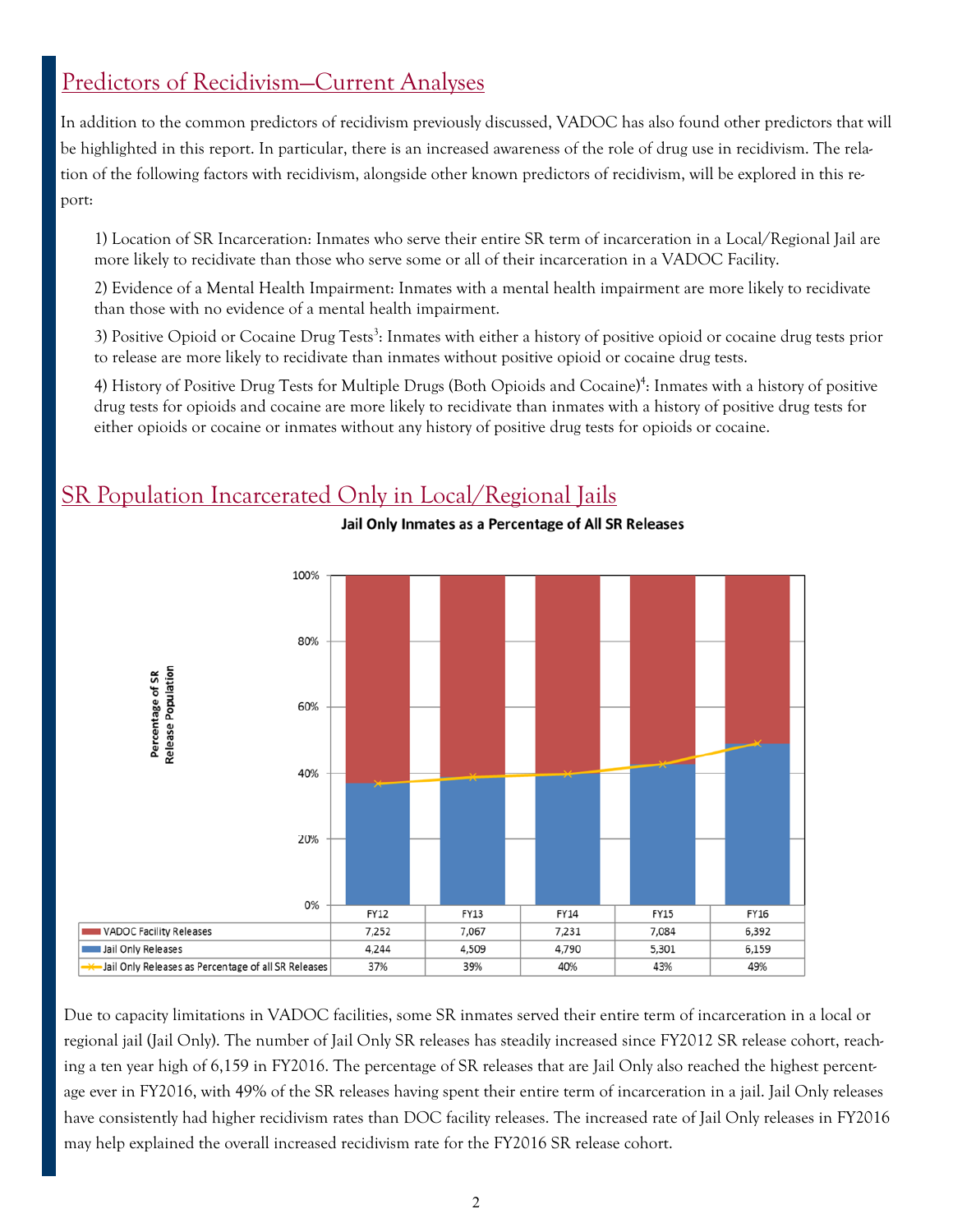## Predictors of Recidivism—Current Analyses

In addition to the common predictors of recidivism previously discussed, VADOC has also found other predictors that will be highlighted in this report. In particular, there is an increased awareness of the role of drug use in recidivism. The relation of the following factors with recidivism, alongside other known predictors of recidivism, will be explored in this report:

1) Location of SR Incarceration: Inmates who serve their entire SR term of incarceration in a Local/Regional Jail are more likely to recidivate than those who serve some or all of their incarceration in a VADOC Facility.

2) Evidence of a Mental Health Impairment: Inmates with a mental health impairment are more likely to recidivate than those with no evidence of a mental health impairment.

3) Positive Opioid or Cocaine Drug Tests[3]: Inmates with either a history of positive opioid or cocaine drug tests prior to release are more likely to recidivate than inmates without positive opioid or cocaine drug tests.

4) History of Positive Drug Tests for Multiple Drugs (Both Opioids and Cocaine)[4]: Inmates with a history of positive drug tests for opioids and cocaine are more likely to recidivate than inmates with a history of positive drug tests for either opioids or cocaine or inmates without any history of positive drug tests for opioids or cocaine.

## SR Population Incarcerated Only in Local/Regional Jails

**Jail Only Inmates as a Percentage of All SR Releases**

| | FY12 | FY13 | FY14 | FY15 | FY16 |
|---|---|---|---|---|---|
| VADOC Facility Releases | 7,252 | 7,067 | 7,231 | 7,084 | 6,392 |
| Jail Only Releases | 4,244 | 4,509 | 4,790 | 5,301 | 6,159 |
| Jail Only Releases as Percentage of all SR Releases | 37% | 39% | 40% | 43% | 49% |

Due to capacity limitations in VADOC facilities, some SR inmates served their entire term of incarceration in a local or regional jail (Jail Only). The number of Jail Only SR releases has steadily increased since FY2012 SR release cohort, reaching a ten year high of 6,159 in FY2016. The percentage of SR releases that are Jail Only also reached the highest percentage ever in FY2016, with 49% of the SR releases having spent their entire term of incarceration in a jail. Jail Only releases have consistently had higher recidivism rates than DOC facility releases. The increased rate of Jail Only releases in FY2016 may help explained the overall increased recidivism rate for the FY2016 SR release cohort.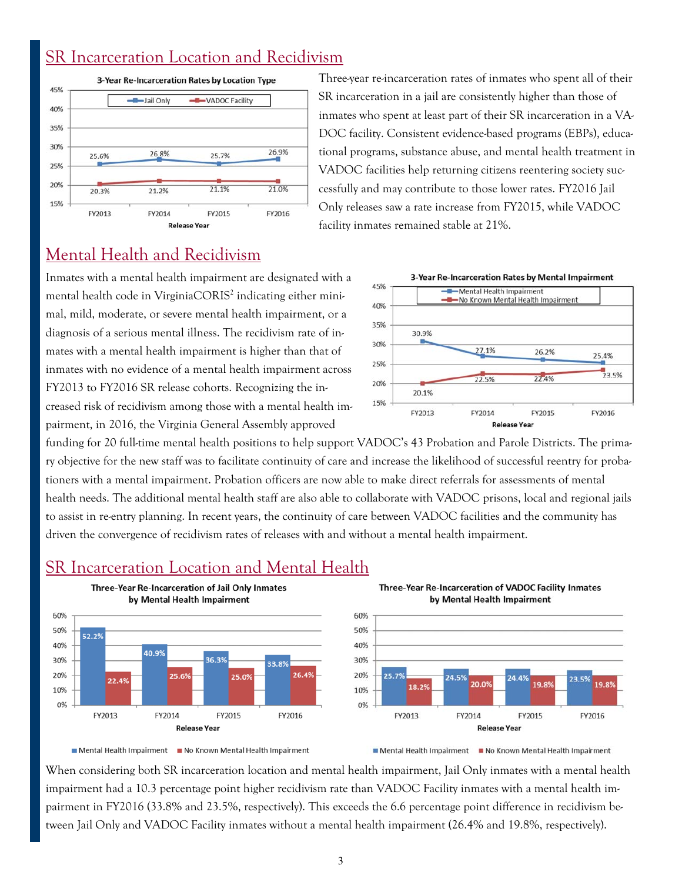## SR Incarceration Location and Recidivism

3-Year Re-Incarceration Rates by Location Type

Jail Only
VADOC Facility

45%
40%
35%
30%
25%
20%
15%

25.6%
26.8%
25.7%
26.9%
20.3%
21.2%
21.1%
21.0%

FY2013
FY2014
FY2015
FY2016

Release Year

Three-year re-incarceration rates of inmates who spent all of their SR incarceration in a jail are consistently higher than those of inmates who spent at least part of their SR incarceration in a VADOC facility. Consistent evidence-based programs (EBPs), educational programs, substance abuse, and mental health treatment in VADOC facilities help returning citizens reentering society successfully and may contribute to those lower rates. FY2016 Jail Only releases saw a rate increase from FY2015, while VADOC facility inmates remained stable at 21%.

## Mental Health and Recidivism

Inmates with a mental health impairment are designated with a mental health code in VirginiaCORIS[2] indicating either minimal, mild, moderate, or severe mental health impairment, or a diagnosis of a serious mental illness. The recidivism rate of inmates with a mental health impairment is higher than that of inmates with no evidence of a mental health impairment across FY2013 to FY2016 SR release cohorts. Recognizing the increased risk of recidivism among those with a mental health impairment, in 2016, the Virginia General Assembly approved funding for 20 full-time mental health positions to help support VADOC's 43 Probation and Parole Districts. The primary objective for the new staff was to facilitate continuity of care and increase the likelihood of successful reentry for probationers with a mental impairment. Probation officers are now able to make direct referrals for assessments of mental health needs. The additional mental health staff are also able to collaborate with VADOC prisons, local and regional jails to assist in re-entry planning. In recent years, the continuity of care between VADOC facilities and the community has driven the convergence of recidivism rates of releases with and without a mental health impairment.

3-Year Re-Incarceration Rates by Mental Impairment

Mental Health Impairment
No Known Mental Health Impairment

45%
40%
35%
30%
25%
20%
15%

30.9%
27.1%
26.2%
25.4%
20.1%
22.5%
22.4%
23.5%

FY2013
FY2014
FY2015
FY2016

Release Year

## SR Incarceration Location and Mental Health

Three-Year Re-Incarceration of Jail Only Inmates by Mental Health Impairment

60%
50%
40%
30%
20%
10%
0%

52.2%
22.4%
40.9%
25.6%
36.3%
25.0%
33.8%
26.4%

FY2013
FY2014
FY2015
FY2016

Release Year

Mental Health Impairment
No Known Mental Health Impairment

Three-Year Re-Incarceration of VADOC Facility Inmates by Mental Health Impairment

60%
50%
40%
30%
20%
10%
0%

25.7%
18.2%
24.5%
20.0%
24.4%
19.8%
23.5%
19.8%

FY2013
FY2014
FY2015
FY2016

Release Year

Mental Health Impairment
No Known Mental Health Impairment

When considering both SR incarceration location and mental health impairment, Jail Only inmates with a mental health impairment had a 10.3 percentage point higher recidivism rate than VADOC Facility inmates with a mental health impairment in FY2016 (33.8% and 23.5%, respectively). This exceeds the 6.6 percentage point difference in recidivism between Jail Only and VADOC Facility inmates without a mental health impairment (26.4% and 19.8%, respectively).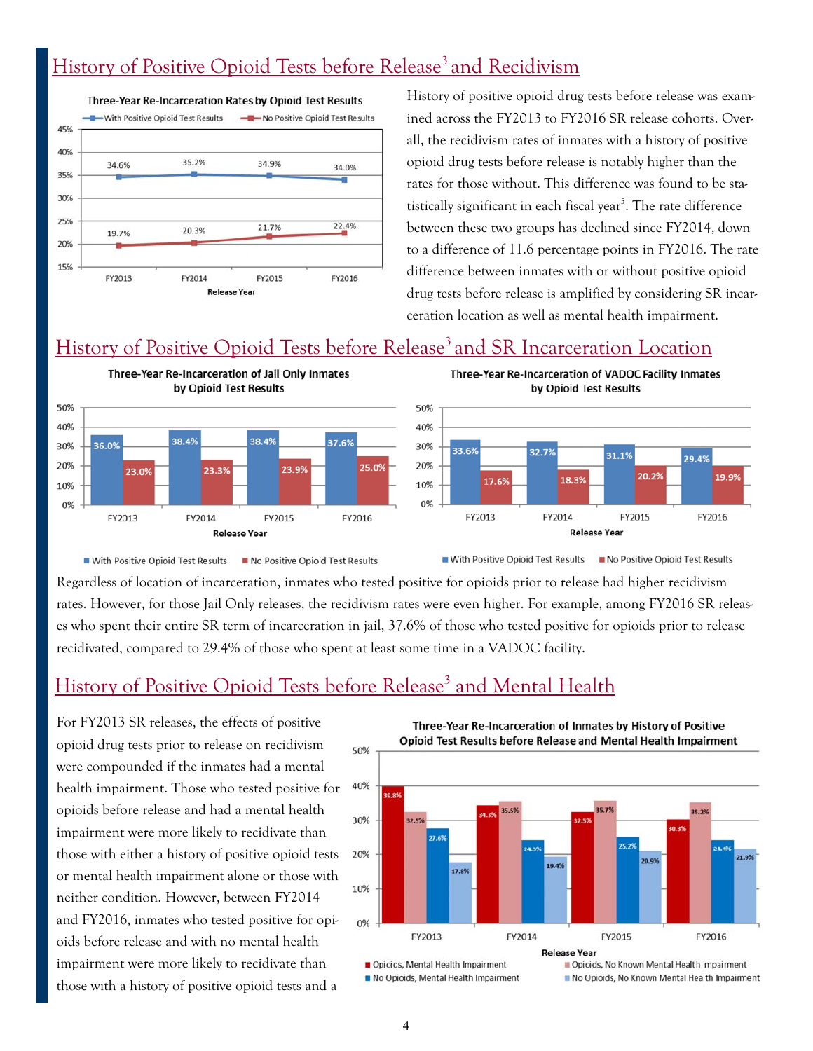## History of Positive Opioid Tests before Release[3] and Recidivism

Three-Year Re-Incarceration Rates by Opioid Test Results

With Positive Opioid Test Results — No Positive Opioid Test Results

45%
40%
35%
30%
25%
20%
15%

34.6% 35.2% 34.9% 34.0%

19.7% 20.3% 21.7% 22.4%

FY2013 FY2014 FY2015 FY2016

Release Year

History of positive opioid drug tests before release was examined across the FY2013 to FY2016 SR release cohorts. Overall, the recidivism rates of inmates with a history of positive opioid drug tests before release is notably higher than the rates for those without. This difference was found to be statistically significant in each fiscal year[5]. The rate difference between these two groups has declined since FY2014, down to a difference of 11.6 percentage points in FY2016. The rate difference between inmates with or without positive opioid drug tests before release is amplified by considering SR incarceration location as well as mental health impairment.

## History of Positive Opioid Tests before Release[3] and SR Incarceration Location

Three-Year Re-Incarceration of Jail Only Inmates by Opioid Test Results

50%
40%
30%
20%
10%
0%

36.0% 23.0%
38.4% 23.3%
38.4% 23.9%
37.6% 25.0%

FY2013 FY2014 FY2015 FY2016

Release Year

With Positive Opioid Test Results — No Positive Opioid Test Results

Three-Year Re-Incarceration of VADOC Facility Inmates by Opioid Test Results

50%
40%
30%
20%
10%
0%

33.6% 17.6%
32.7% 18.3%
31.1% 20.2%
29.4% 19.9%

FY2013 FY2014 FY2015 FY2016

Release Year

With Positive Opioid Test Results — No Positive Opioid Test Results

Regardless of location of incarceration, inmates who tested positive for opioids prior to release had higher recidivism rates. However, for those Jail Only releases, the recidivism rates were even higher. For example, among FY2016 SR releases who spent their entire SR term of incarceration in jail, 37.6% of those who tested positive for opioids prior to release recidivated, compared to 29.4% of those who spent at least some time in a VADOC facility.

## History of Positive Opioid Tests before Release[3] and Mental Health

For FY2013 SR releases, the effects of positive opioid drug tests prior to release on recidivism were compounded if the inmates had a mental health impairment. Those who tested positive for opioids before release and had a mental health impairment were more likely to recidivate than those with either a history of positive opioid tests or mental health impairment alone or those with neither condition. However, between FY2014 and FY2016, inmates who tested positive for opioids before release and with no mental health impairment were more likely to recidivate than those with a history of positive opioid tests and a

Three-Year Re-Incarceration of Inmates by History of Positive Opioid Test Results before Release and Mental Health Impairment

50%
40%
30%
20%
10%
0%

39.8% 32.5% 27.6% 17.8%
34.3% 35.5% 24.3% 19.4%
32.5% 35.7% 25.2% 20.9%
30.3% 35.2% 24.4% 21.9%

FY2013 FY2014 FY2015 FY2016

Release Year

Opioids, Mental Health Impairment — Opioids, No Known Mental Health Impairment — No Opioids, Mental Health Impairment — No Opioids, No Known Mental Health Impairment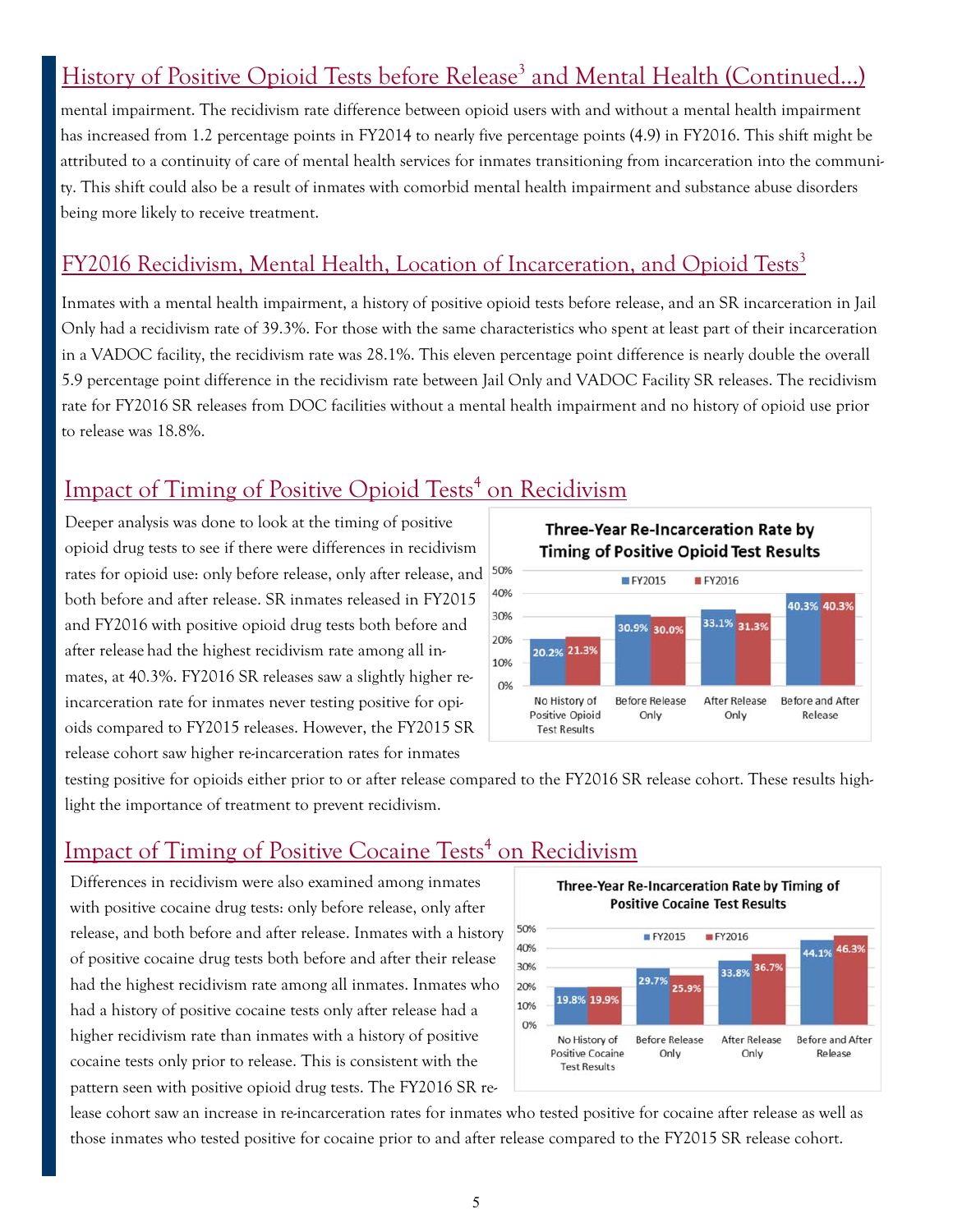## History of Positive Opioid Tests before Release[3] and Mental Health (Continued...)

mental impairment. The recidivism rate difference between opioid users with and without a mental health impairment has increased from 1.2 percentage points in FY2014 to nearly five percentage points (4.9) in FY2016. This shift might be attributed to a continuity of care of mental health services for inmates transitioning from incarceration into the community. This shift could also be a result of inmates with comorbid mental health impairment and substance abuse disorders being more likely to receive treatment.

## FY2016 Recidivism, Mental Health, Location of Incarceration, and Opioid Tests[3]

Inmates with a mental health impairment, a history of positive opioid tests before release, and an SR incarceration in Jail Only had a recidivism rate of 39.3%. For those with the same characteristics who spent at least part of their incarceration in a VADOC facility, the recidivism rate was 28.1%. This eleven percentage point difference is nearly double the overall 5.9 percentage point difference in the recidivism rate between Jail Only and VADOC Facility SR releases. The recidivism rate for FY2016 SR releases from DOC facilities without a mental health impairment and no history of opioid use prior to release was 18.8%.

## Impact of Timing of Positive Opioid Tests[4] on Recidivism

Deeper analysis was done to look at the timing of positive opioid drug tests to see if there were differences in recidivism rates for opioid use: only before release, only after release, and both before and after release. SR inmates released in FY2015 and FY2016 with positive opioid drug tests both before and after release had the highest recidivism rate among all inmates, at 40.3%. FY2016 SR releases saw a slightly higher re-incarceration rate for inmates never testing positive for opioids compared to FY2015 releases. However, the FY2015 SR release cohort saw higher re-incarceration rates for inmates testing positive for opioids either prior to or after release compared to the FY2016 SR release cohort. These results highlight the importance of treatment to prevent recidivism.

Three-Year Re-Incarceration Rate by Timing of Positive Opioid Test Results

FY2015 FY2016

50% 40% 30% 20% 10% 0%

No History of Positive Opioid Test Results: 20.2% 21.3%

Before Release Only: 30.9% 30.0%

After Release Only: 33.1% 31.3%

Before and After Release: 40.3% 40.3%

## Impact of Timing of Positive Cocaine Tests[4] on Recidivism

Differences in recidivism were also examined among inmates with positive cocaine drug tests: only before release, only after release, and both before and after release. Inmates with a history of positive cocaine drug tests both before and after their release had the highest recidivism rate among all inmates. Inmates who had a history of positive cocaine tests only after release had a higher recidivism rate than inmates with a history of positive cocaine tests only prior to release. This is consistent with the pattern seen with positive opioid drug tests. The FY2016 SR release cohort saw an increase in re-incarceration rates for inmates who tested positive for cocaine after release as well as those inmates who tested positive for cocaine prior to and after release compared to the FY2015 SR release cohort.

Three-Year Re-Incarceration Rate by Timing of Positive Cocaine Test Results

FY2015 FY2016

50% 40% 30% 20% 10% 0%

No History of Positive Cocaine Test Results: 19.8% 19.9%

Before Release Only: 29.7% 25.9%

After Release Only: 33.8% 36.7%

Before and After Release: 44.1% 46.3%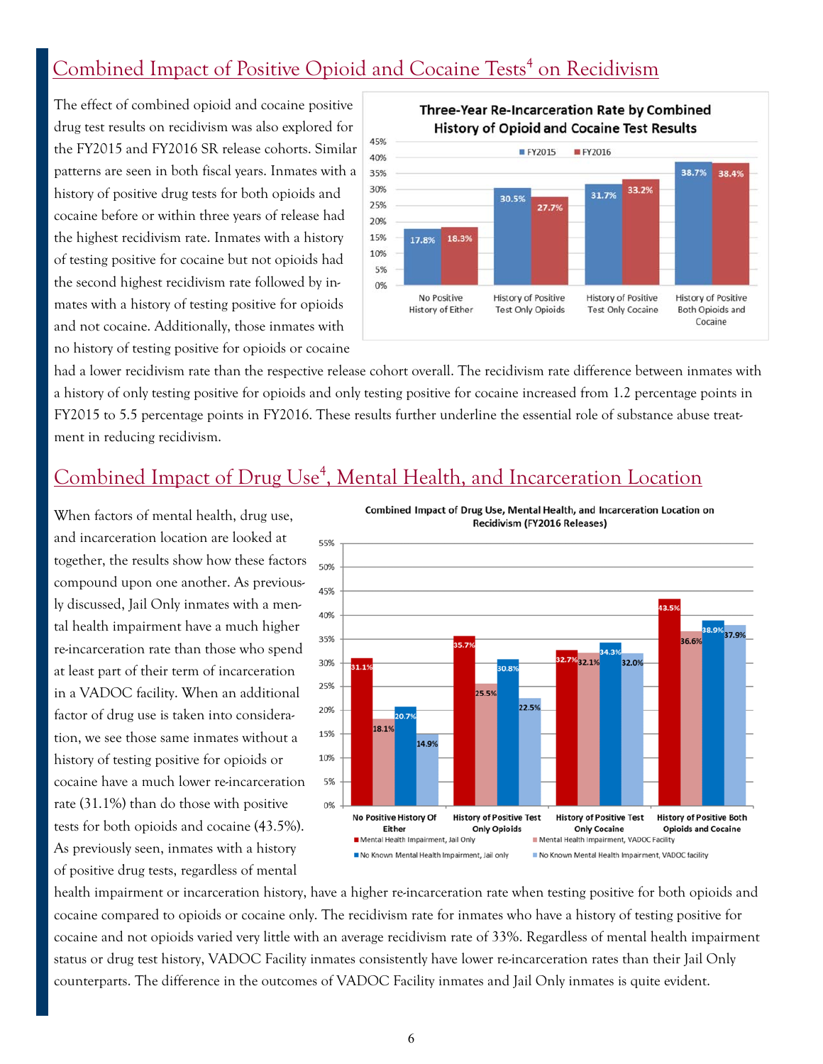## Combined Impact of Positive Opioid and Cocaine Tests[4] on Recidivism

The effect of combined opioid and cocaine positive drug test results on recidivism was also explored for the FY2015 and FY2016 SR release cohorts. Similar patterns are seen in both fiscal years. Inmates with a history of positive drug tests for both opioids and cocaine before or within three years of release had the highest recidivism rate. Inmates with a history of testing positive for cocaine but not opioids had the second highest recidivism rate followed by inmates with a history of testing positive for opioids and not cocaine. Additionally, those inmates with no history of testing positive for opioids or cocaine had a lower recidivism rate than the respective release cohort overall. The recidivism rate difference between inmates with a history of only testing positive for opioids and only testing positive for cocaine increased from 1.2 percentage points in FY2015 to 5.5 percentage points in FY2016. These results further underline the essential role of substance abuse treatment in reducing recidivism.

Three-Year Re-Incarceration Rate by Combined History of Opioid and Cocaine Test Results

FY2015 FY2016

45% 40% 35% 30% 25% 20% 15% 10% 5% 0%

No Positive History of Either: 17.8% 18.3%

History of Positive Test Only Opioids: 30.5% 27.7%

History of Positive Test Only Cocaine: 31.7% 33.2%

History of Positive Both Opioids and Cocaine: 38.7% 38.4%

## Combined Impact of Drug Use[4], Mental Health, and Incarceration Location

When factors of mental health, drug use, and incarceration location are looked at together, the results show how these factors compound upon one another. As previously discussed, Jail Only inmates with a mental health impairment have a much higher re-incarceration rate than those who spend at least part of their term of incarceration in a VADOC facility. When an additional factor of drug use is taken into consideration, we see those same inmates without a history of testing positive for opioids or cocaine have a much lower re-incarceration rate (31.1%) than do those with positive tests for both opioids and cocaine (43.5%). As previously seen, inmates with a history of positive drug tests, regardless of mental health impairment or incarceration history, have a higher re-incarceration rate when testing positive for both opioids and cocaine compared to opioids or cocaine only. The recidivism rate for inmates who have a history of testing positive for cocaine and not opioids varied very little with an average recidivism rate of 33%. Regardless of mental health impairment status or drug test history, VADOC Facility inmates consistently have lower re-incarceration rates than their Jail Only counterparts. The difference in the outcomes of VADOC Facility inmates and Jail Only inmates is quite evident.

Combined Impact of Drug Use, Mental Health, and Incarceration Location on Recidivism (FY2016 Releases)

55% 50% 45% 40% 35% 30% 25% 20% 15% 10% 5% 0%

No Positive History Of Either: 31.1% 18.1% 20.7% 14.9%

History of Positive Test Only Opioids: 35.7% 25.5% 30.8% 22.5%

History of Positive Test Only Cocaine: 32.7% 32.1% 34.3% 32.0%

History of Positive Both Opioids and Cocaine: 43.5% 36.6% 38.9% 37.9%

Mental Health Impairment, Jail Only
Mental Health Impairment, VADOC Facility
No Known Mental Health Impairment, Jail only
No Known Mental Health Impairment, VADOC facility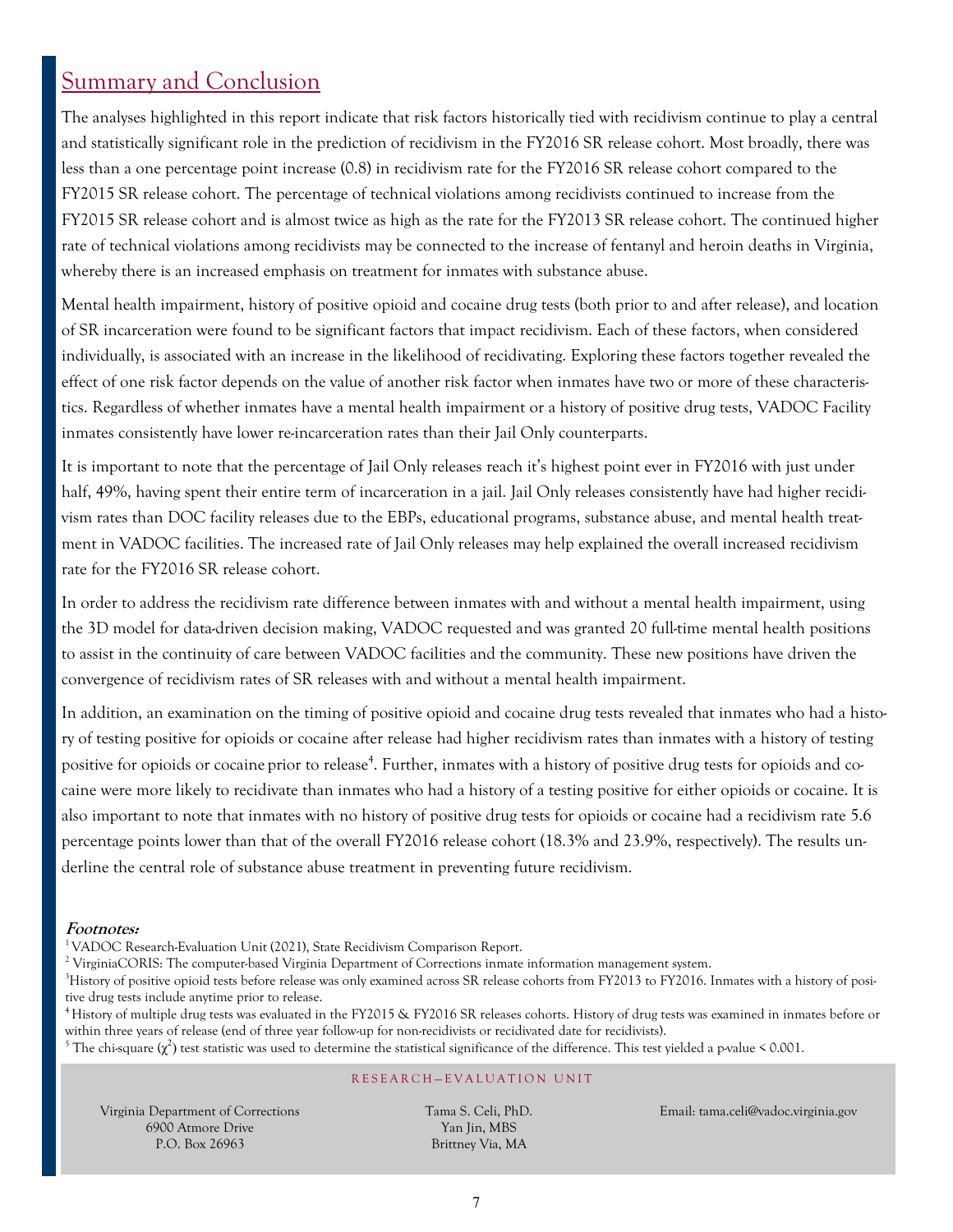## Summary and Conclusion

The analyses highlighted in this report indicate that risk factors historically tied with recidivism continue to play a central and statistically significant role in the prediction of recidivism in the FY2016 SR release cohort. Most broadly, there was less than a one percentage point increase (0.8) in recidivism rate for the FY2016 SR release cohort compared to the FY2015 SR release cohort. The percentage of technical violations among recidivists continued to increase from the FY2015 SR release cohort and is almost twice as high as the rate for the FY2013 SR release cohort. The continued higher rate of technical violations among recidivists may be connected to the increase of fentanyl and heroin deaths in Virginia, whereby there is an increased emphasis on treatment for inmates with substance abuse.

Mental health impairment, history of positive opioid and cocaine drug tests (both prior to and after release), and location of SR incarceration were found to be significant factors that impact recidivism. Each of these factors, when considered individually, is associated with an increase in the likelihood of recidivating. Exploring these factors together revealed the effect of one risk factor depends on the value of another risk factor when inmates have two or more of these characteristics. Regardless of whether inmates have a mental health impairment or a history of positive drug tests, VADOC Facility inmates consistently have lower re-incarceration rates than their Jail Only counterparts.

It is important to note that the percentage of Jail Only releases reach it's highest point ever in FY2016 with just under half, 49%, having spent their entire term of incarceration in a jail. Jail Only releases consistently have had higher recidivism rates than DOC facility releases due to the EBPs, educational programs, substance abuse, and mental health treatment in VADOC facilities. The increased rate of Jail Only releases may help explained the overall increased recidivism rate for the FY2016 SR release cohort.

In order to address the recidivism rate difference between inmates with and without a mental health impairment, using the 3D model for data-driven decision making, VADOC requested and was granted 20 full-time mental health positions to assist in the continuity of care between VADOC facilities and the community. These new positions have driven the convergence of recidivism rates of SR releases with and without a mental health impairment.

In addition, an examination on the timing of positive opioid and cocaine drug tests revealed that inmates who had a history of testing positive for opioids or cocaine after release had higher recidivism rates than inmates with a history of testing positive for opioids or cocaine prior to release[4]. Further, inmates with a history of positive drug tests for opioids and cocaine were more likely to recidivate than inmates who had a history of a testing positive for either opioids or cocaine. It is also important to note that inmates with no history of positive drug tests for opioids or cocaine had a recidivism rate 5.6 percentage points lower than that of the overall FY2016 release cohort (18.3% and 23.9%, respectively). The results underline the central role of substance abuse treatment in preventing future recidivism.

***Footnotes:***

[1] VADOC Research-Evaluation Unit (2021), State Recidivism Comparison Report.

[2] VirginiaCORIS: The computer-based Virginia Department of Corrections inmate information management system.

[3] History of positive opioid tests before release was only examined across SR release cohorts from FY2013 to FY2016. Inmates with a history of positive drug tests include anytime prior to release.

[4] History of multiple drug tests was evaluated in the FY2015 & FY2016 SR releases cohorts. History of drug tests was examined in inmates before or within three years of release (end of three year follow-up for non-recidivists or recidivated date for recidivists).

[5] The chi-square ($\chi^2$) test statistic was used to determine the statistical significance of the difference. This test yielded a p-value < 0.001.

RESEARCH—EVALUATION UNIT

Virginia Department of Corrections
6900 Atmore Drive
P.O. Box 26963

Tama S. Celi, PhD.
Yan Jin, MBS
Brittney Via, MA

Email: tama.celi@vadoc.virginia.gov